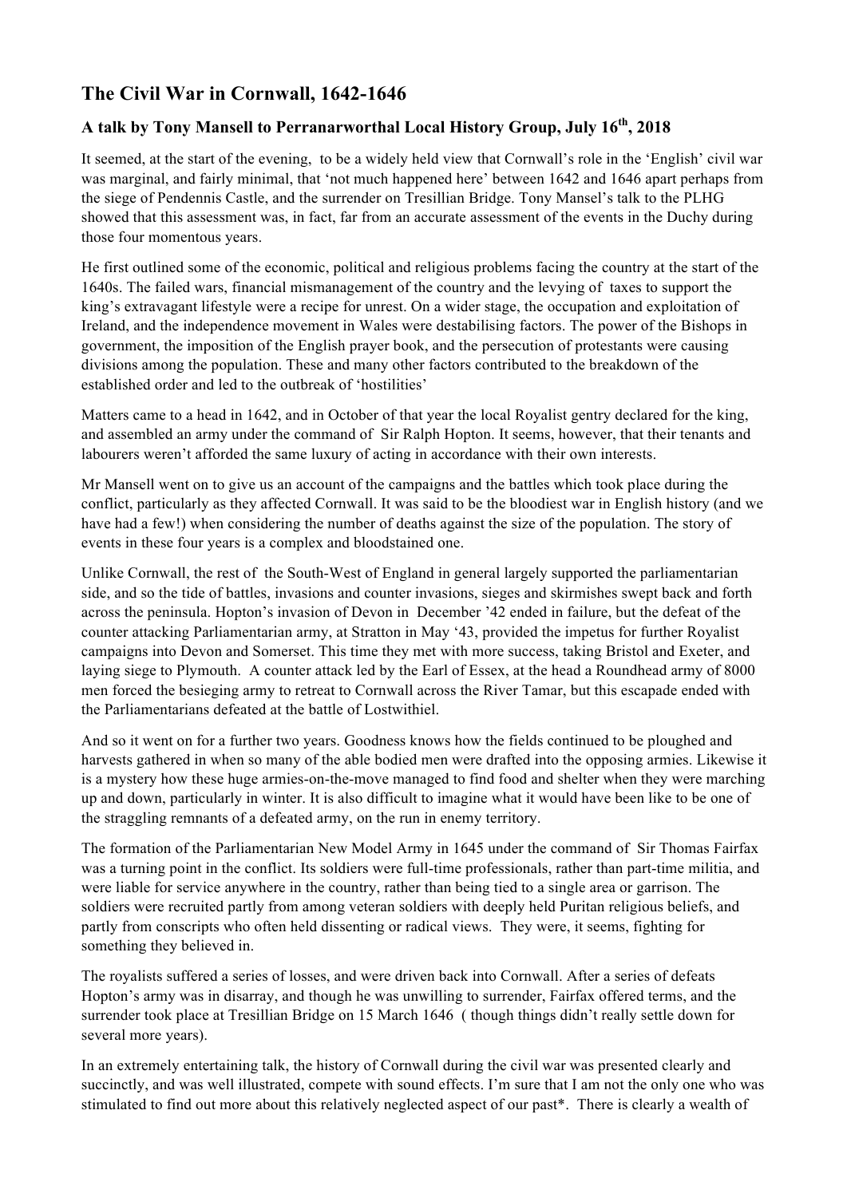## The Civil War in Cornwall, 1642-1646

### A talk by Tony Mansell to Perranarworthal Local History Group, July 16th, 2018

It seemed, at the start of the evening, to be a widely held view that Cornwall's role in the 'English' civil war was marginal, and fairly minimal, that 'not much happened here' between 1642 and 1646 apart perhaps from the siege of Pendennis Castle, and the surrender on Tresillian Bridge. Tony Mansel's talk to the PLHG showed that this assessment was, in fact, far from an accurate assessment of the events in the Duchy during those four momentous years.

He first outlined some of the economic, political and religious problems facing the country at the start of the 1640s. The failed wars, financial mismanagement of the country and the levying of taxes to support the king's extravagant lifestyle were a recipe for unrest. On a wider stage, the occupation and exploitation of Ireland, and the independence movement in Wales were destabilising factors. The power of the Bishops in government, the imposition of the English prayer book, and the persecution of protestants were causing divisions among the population. These and many other factors contributed to the breakdown of the established order and led to the outbreak of 'hostilities'

Matters came to a head in 1642, and in October of that year the local Royalist gentry declared for the king, and assembled an army under the command of Sir Ralph Hopton. It seems, however, that their tenants and labourers weren't afforded the same luxury of acting in accordance with their own interests.

Mr Mansell went on to give us an account of the campaigns and the battles which took place during the conflict, particularly as they affected Cornwall. It was said to be the bloodiest war in English history (and we have had a few!) when considering the number of deaths against the size of the population. The story of events in these four years is a complex and bloodstained one.

Unlike Cornwall, the rest of the South-West of England in general largely supported the parliamentarian side, and so the tide of battles, invasions and counter invasions, sieges and skirmishes swept back and forth across the peninsula. Hopton's invasion of Devon in December '42 ended in failure, but the defeat of the counter attacking Parliamentarian army, at Stratton in May '43, provided the impetus for further Royalist campaigns into Devon and Somerset. This time they met with more success, taking Bristol and Exeter, and laying siege to Plymouth. A counter attack led by the Earl of Essex, at the head a Roundhead army of 8000 men forced the besieging army to retreat to Cornwall across the River Tamar, but this escapade ended with the Parliamentarians defeated at the battle of Lostwithiel.

And so it went on for a further two years. Goodness knows how the fields continued to be ploughed and harvests gathered in when so many of the able bodied men were drafted into the opposing armies. Likewise it is a mystery how these huge armies-on-the-move managed to find food and shelter when they were marching up and down, particularly in winter. It is also difficult to imagine what it would have been like to be one of the straggling remnants of a defeated army, on the run in enemy territory.

The formation of the Parliamentarian New Model Army in 1645 under the command of Sir Thomas Fairfax was a turning point in the conflict. Its soldiers were full-time professionals, rather than part-time militia, and were liable for service anywhere in the country, rather than being tied to a single area or garrison. The soldiers were recruited partly from among veteran soldiers with deeply held Puritan religious beliefs, and partly from conscripts who often held dissenting or radical views. They were, it seems, fighting for something they believed in.

The royalists suffered a series of losses, and were driven back into Cornwall. After a series of defeats Hopton's army was in disarray, and though he was unwilling to surrender, Fairfax offered terms, and the surrender took place at Tresillian Bridge on 15 March 1646 ( though things didn't really settle down for several more years).

In an extremely entertaining talk, the history of Cornwall during the civil war was presented clearly and succinctly, and was well illustrated, compete with sound effects. I'm sure that I am not the only one who was stimulated to find out more about this relatively neglected aspect of our past*. There is clearly a wealth of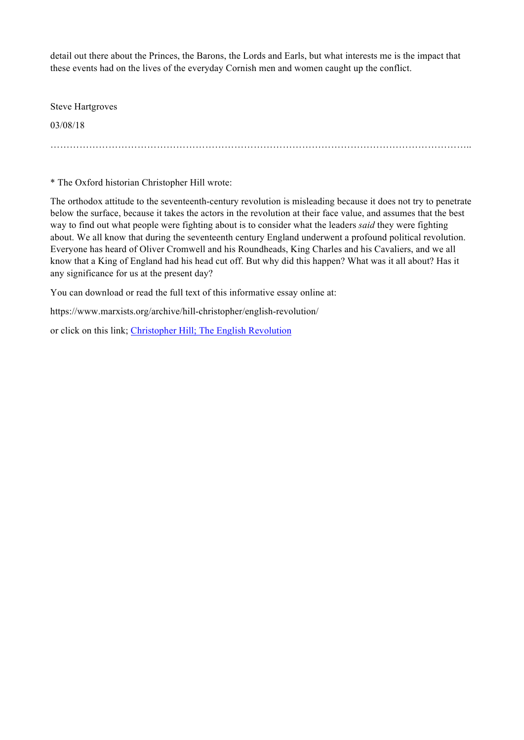detail out there about the Princes, the Barons, the Lords and Earls, but what interests me is the impact that these events had on the lives of the everyday Cornish men and women caught up the conflict.

Steve Hartgroves

03/08/18

……………………………………………………………………………………………………………..

* The Oxford historian Christopher Hill wrote:

The orthodox attitude to the seventeenth-century revolution is misleading because it does not try to penetrate below the surface, because it takes the actors in the revolution at their face value, and assumes that the best way to find out what people were fighting about is to consider what the leaders *said* they were fighting about. We all know that during the seventeenth century England underwent a profound political revolution. Everyone has heard of Oliver Cromwell and his Roundheads, King Charles and his Cavaliers, and we all know that a King of England had his head cut off. But why did this happen? What was it all about? Has it any significance for us at the present day?

You can download or read the full text of this informative essay online at:

https://www.marxists.org/archive/hill-christopher/english-revolution/

or click on this link; [Christopher Hill; The English Revolution](https://www.marxists.org/archive/hill-christopher/english-revolution/)